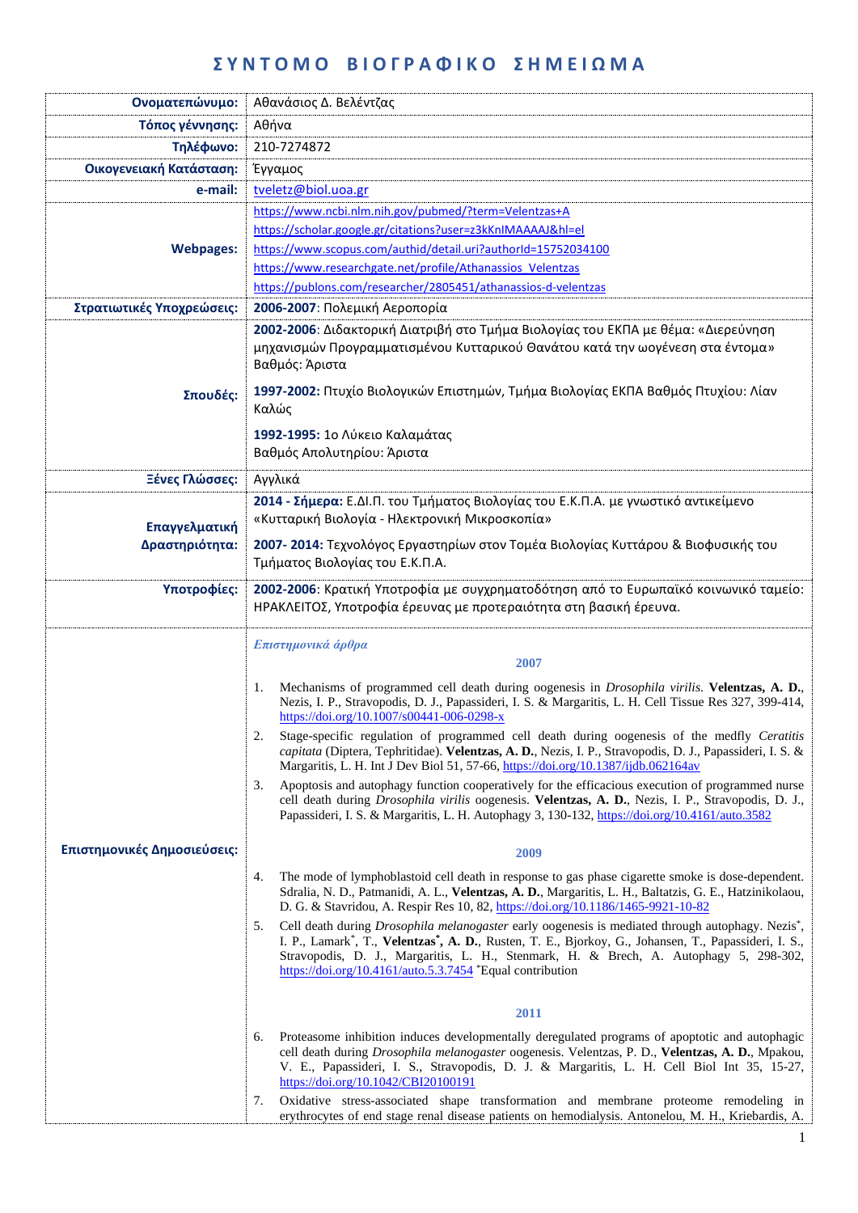# ΣΥΝΤΟΜΟ ΒΙΟΓΡΑΦΙΚΟ ΣΗΜΕΙΩΜΑ

| | |
|---|---|
| **Ονοματεπώνυμο:** | Αθανάσιος Δ. Βελέντζας |
| **Τόπος γέννησης:** | Αθήνα |
| **Τηλέφωνο:** | 210-7274872 |
| **Οικογενειακή Κατάσταση:** | Έγγαμος |
| **e-mail:** | tveletz@biol.uoa.gr |
| **Webpages:** | https://www.ncbi.nlm.nih.gov/pubmed/?term=Velentzas+A <br> https://scholar.google.gr/citations?user=z3kKnIMAAAAJ&hl=el <br> https://www.scopus.com/authid/detail.uri?authorId=15752034100 <br> https://www.researchgate.net/profile/Athanassios_Velentzas <br> https://publons.com/researcher/2805451/athanassios-d-velentzas |
| **Στρατιωτικές Υποχρεώσεις:** | **2006-2007**: Πολεμική Αεροπορία |
| **Σπουδές:** | **2002-2006**: Διδακτορική Διατριβή στο Τμήμα Βιολογίας του ΕΚΠΑ με θέμα: «Διερεύνηση μηχανισμών Προγραμματισμένου Κυτταρικού Θανάτου κατά την ωογένεση στα έντομα» Βαθμός: Άριστα <br><br> **1997-2002:** Πτυχίο Βιολογικών Επιστημών, Τμήμα Βιολογίας ΕΚΠΑ Βαθμός Πτυχίου: Λίαν Καλώς <br><br> **1992-1995:** 1ο Λύκειο Καλαμάτας <br> Βαθμός Απολυτηρίου: Άριστα |
| **Ξένες Γλώσσες:** | Αγγλικά |
| **Επαγγελματική Δραστηριότητα:** | **2014 - Σήμερα:** Ε.ΔΙ.Π. του Τμήματος Βιολογίας του Ε.Κ.Π.Α. με γνωστικό αντικείμενο «Κυτταρική Βιολογία - Ηλεκτρονική Μικροσκοπία» <br><br> **2007- 2014:** Τεχνολόγος Εργαστηρίων στον Τομέα Βιολογίας Κυττάρου & Βιοφυσικής του Τμήματος Βιολογίας του Ε.Κ.Π.Α. |
| **Υποτροφίες:** | **2002-2006**: Κρατική Υποτροφία με συγχρηματοδότηση από το Ευρωπαϊκό κοινωνικό ταμείο: ΗΡΑΚΛΕΙΤΟΣ, Υποτροφία έρευνας με προτεραιότητα στη βασική έρευνα. |

## Επιστημονικές Δημοσιεύσεις:

*Επιστημονικά άρθρα*

### 2007

1. Mechanisms of programmed cell death during oogenesis in *Drosophila virilis.* **Velentzas, A. D.**, Nezis, I. P., Stravopodis, D. J., Papassideri, I. S. & Margaritis, L. H. Cell Tissue Res 327, 399-414, https://doi.org/10.1007/s00441-006-0298-x
2. Stage-specific regulation of programmed cell death during oogenesis of the medfly *Ceratitis capitata* (Diptera, Tephritidae). **Velentzas, A. D.**, Nezis, I. P., Stravopodis, D. J., Papassideri, I. S. & Margaritis, L. H. Int J Dev Biol 51, 57-66, https://doi.org/10.1387/ijdb.062164av
3. Apoptosis and autophagy function cooperatively for the efficacious execution of programmed nurse cell death during *Drosophila virilis* oogenesis. **Velentzas, A. D.**, Nezis, I. P., Stravopodis, D. J., Papassideri, I. S. & Margaritis, L. H. Autophagy 3, 130-132, https://doi.org/10.4161/auto.3582

### 2009

4. The mode of lymphoblastoid cell death in response to gas phase cigarette smoke is dose-dependent. Sdralia, N. D., Patmanidi, A. L., **Velentzas, A. D.**, Margaritis, L. H., Baltatzis, G. E., Hatzinikolaou, D. G. & Stavridou, A. Respir Res 10, 82, https://doi.org/10.1186/1465-9921-10-82
5. Cell death during *Drosophila melanogaster* early oogenesis is mediated through autophagy. Nezis*, I. P., Lamark*, T., **Velentzas*, A. D.**, Rusten, T. E., Bjorkoy, G., Johansen, T., Papassideri, I. S., Stravopodis, D. J., Margaritis, L. H., Stenmark, H. & Brech, A. Autophagy 5, 298-302, https://doi.org/10.4161/auto.5.3.7454 *Equal contribution

### 2011

6. Proteasome inhibition induces developmentally deregulated programs of apoptotic and autophagic cell death during *Drosophila melanogaster* oogenesis. Velentzas, P. D., **Velentzas, A. D.**, Mpakou, V. E., Papassideri, I. S., Stravopodis, D. J. & Margaritis, L. H. Cell Biol Int 35, 15-27, https://doi.org/10.1042/CBI20100191
7. Oxidative stress-associated shape transformation and membrane proteome remodeling in erythrocytes of end stage renal disease patients on hemodialysis. Antonelou, M. H., Kriebardis, A.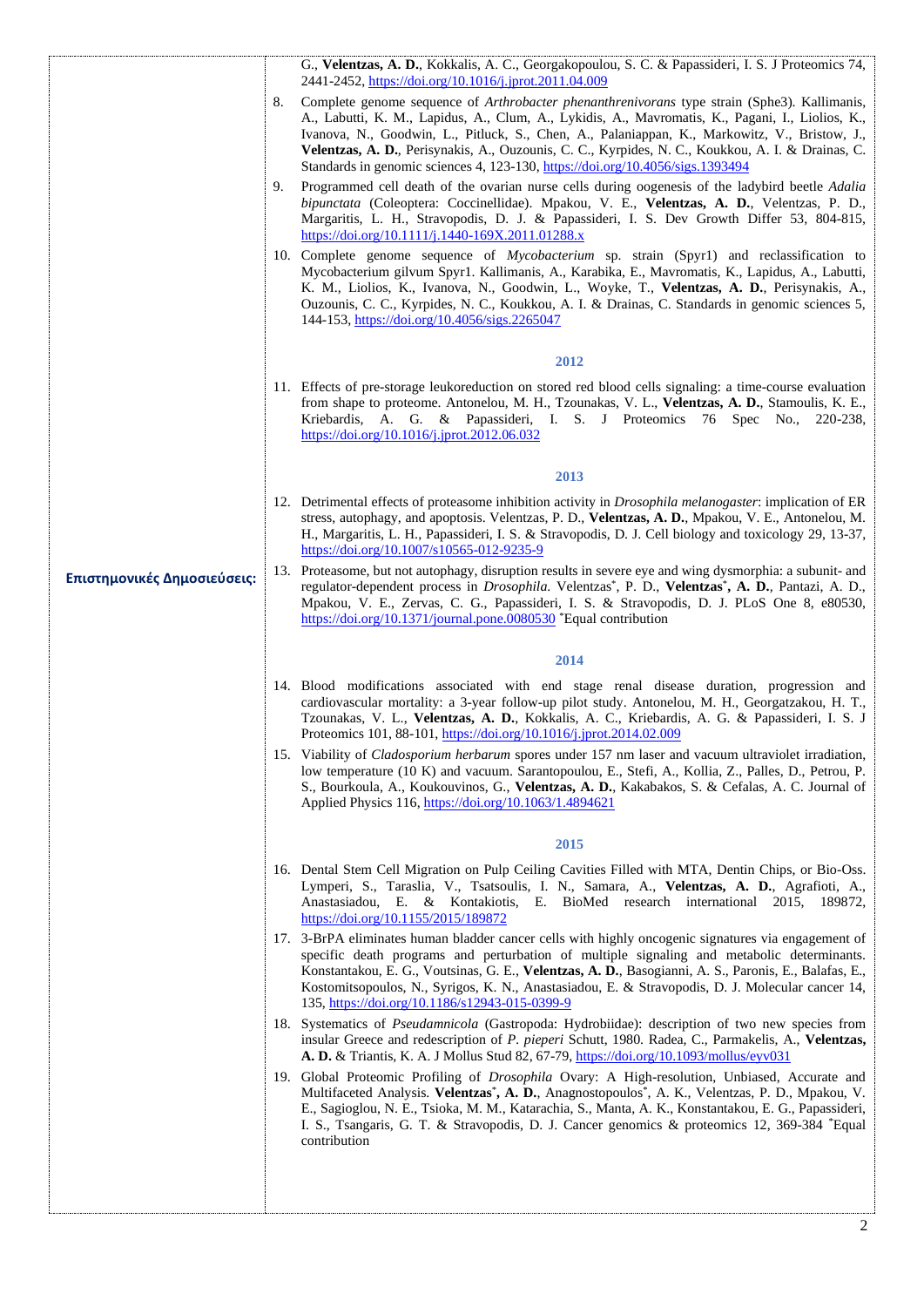G., **Velentzas, A. D.**, Kokkalis, A. C., Georgakopoulou, S. C. & Papassideri, I. S. J Proteomics 74, 2441-2452, https://doi.org/10.1016/j.jprot.2011.04.009

8. Complete genome sequence of *Arthrobacter phenanthrenivorans* type strain (Sphe3). Kallimanis, A., Labutti, K. M., Lapidus, A., Clum, A., Lykidis, A., Mavromatis, K., Pagani, I., Liolios, K., Ivanova, N., Goodwin, L., Pitluck, S., Chen, A., Palaniappan, K., Markowitz, V., Bristow, J., **Velentzas, A. D.**, Perisynakis, A., Ouzounis, C. C., Kyrpides, N. C., Koukkou, A. I. & Drainas, C. Standards in genomic sciences 4, 123-130, https://doi.org/10.4056/sigs.1393494
9. Programmed cell death of the ovarian nurse cells during oogenesis of the ladybird beetle *Adalia bipunctata* (Coleoptera: Coccinellidae). Mpakou, V. E., **Velentzas, A. D.**, Velentzas, P. D., Margaritis, L. H., Stravopodis, D. J. & Papassideri, I. S. Dev Growth Differ 53, 804-815, https://doi.org/10.1111/j.1440-169X.2011.01288.x
10. Complete genome sequence of *Mycobacterium* sp. strain (Spyr1) and reclassification to Mycobacterium gilvum Spyr1. Kallimanis, A., Karabika, E., Mavromatis, K., Lapidus, A., Labutti, K. M., Liolios, K., Ivanova, N., Goodwin, L., Woyke, T., **Velentzas, A. D.**, Perisynakis, A., Ouzounis, C. C., Kyrpides, N. C., Koukkou, A. I. & Drainas, C. Standards in genomic sciences 5, 144-153, https://doi.org/10.4056/sigs.2265047

**Επιστημονικές Δημοσιεύσεις:**

### 2012

11. Effects of pre-storage leukoreduction on stored red blood cells signaling: a time-course evaluation from shape to proteome. Antonelou, M. H., Tzounakas, V. L., **Velentzas, A. D.**, Stamoulis, K. E., Kriebardis, A. G. & Papassideri, I. S. J Proteomics 76 Spec No., 220-238, https://doi.org/10.1016/j.jprot.2012.06.032

### 2013

12. Detrimental effects of proteasome inhibition activity in *Drosophila melanogaster*: implication of ER stress, autophagy, and apoptosis. Velentzas, P. D., **Velentzas, A. D.**, Mpakou, V. E., Antonelou, M. H., Margaritis, L. H., Papassideri, I. S. & Stravopodis, D. J. Cell biology and toxicology 29, 13-37, https://doi.org/10.1007/s10565-012-9235-9
13. Proteasome, but not autophagy, disruption results in severe eye and wing dysmorphia: a subunit- and regulator-dependent process in *Drosophila*. Velentzas*, P. D., **Velentzas*, A. D.**, Pantazi, A. D., Mpakou, V. E., Zervas, C. G., Papassideri, I. S. & Stravopodis, D. J. PLoS One 8, e80530, https://doi.org/10.1371/journal.pone.0080530 *Equal contribution

### 2014

14. Blood modifications associated with end stage renal disease duration, progression and cardiovascular mortality: a 3-year follow-up pilot study. Antonelou, M. H., Georgatzakou, H. T., Tzounakas, V. L., **Velentzas, A. D.**, Kokkalis, A. C., Kriebardis, A. G. & Papassideri, I. S. J Proteomics 101, 88-101, https://doi.org/10.1016/j.jprot.2014.02.009
15. Viability of *Cladosporium herbarum* spores under 157 nm laser and vacuum ultraviolet irradiation, low temperature (10 K) and vacuum. Sarantopoulou, E., Stefi, A., Kollia, Z., Palles, D., Petrou, P. S., Bourkoula, A., Koukouvinos, G., **Velentzas, A. D.**, Kakabakos, S. & Cefalas, A. C. Journal of Applied Physics 116, https://doi.org/10.1063/1.4894621

### 2015

16. Dental Stem Cell Migration on Pulp Ceiling Cavities Filled with MTA, Dentin Chips, or Bio-Oss. Lymperi, S., Taraslia, V., Tsatsoulis, I. N., Samara, A., **Velentzas, A. D.**, Agrafioti, A., Anastasiadou, E. & Kontakiotis, E. BioMed research international 2015, 189872, https://doi.org/10.1155/2015/189872
17. 3-BrPA eliminates human bladder cancer cells with highly oncogenic signatures via engagement of specific death programs and perturbation of multiple signaling and metabolic determinants. Konstantakou, E. G., Voutsinas, G. E., **Velentzas, A. D.**, Basogianni, A. S., Paronis, E., Balafas, E., Kostomitsopoulos, N., Syrigos, K. N., Anastasiadou, E. & Stravopodis, D. J. Molecular cancer 14, 135, https://doi.org/10.1186/s12943-015-0399-9
18. Systematics of *Pseudamnicola* (Gastropoda: Hydrobiidae): description of two new species from insular Greece and redescription of *P. pieperi* Schutt, 1980. Radea, C., Parmakelis, A., **Velentzas, A. D.** & Triantis, K. A. J Mollus Stud 82, 67-79, https://doi.org/10.1093/mollus/eyv031
19. Global Proteomic Profiling of *Drosophila* Ovary: A High-resolution, Unbiased, Accurate and Multifaceted Analysis. **Velentzas*, A. D.**, Anagnostopoulos*, A. K., Velentzas, P. D., Mpakou, V. E., Sagioglou, N. E., Tsioka, M. M., Katarachia, S., Manta, A. K., Konstantakou, E. G., Papassideri, I. S., Tsangaris, G. T. & Stravopodis, D. J. Cancer genomics & proteomics 12, 369-384 *Equal contribution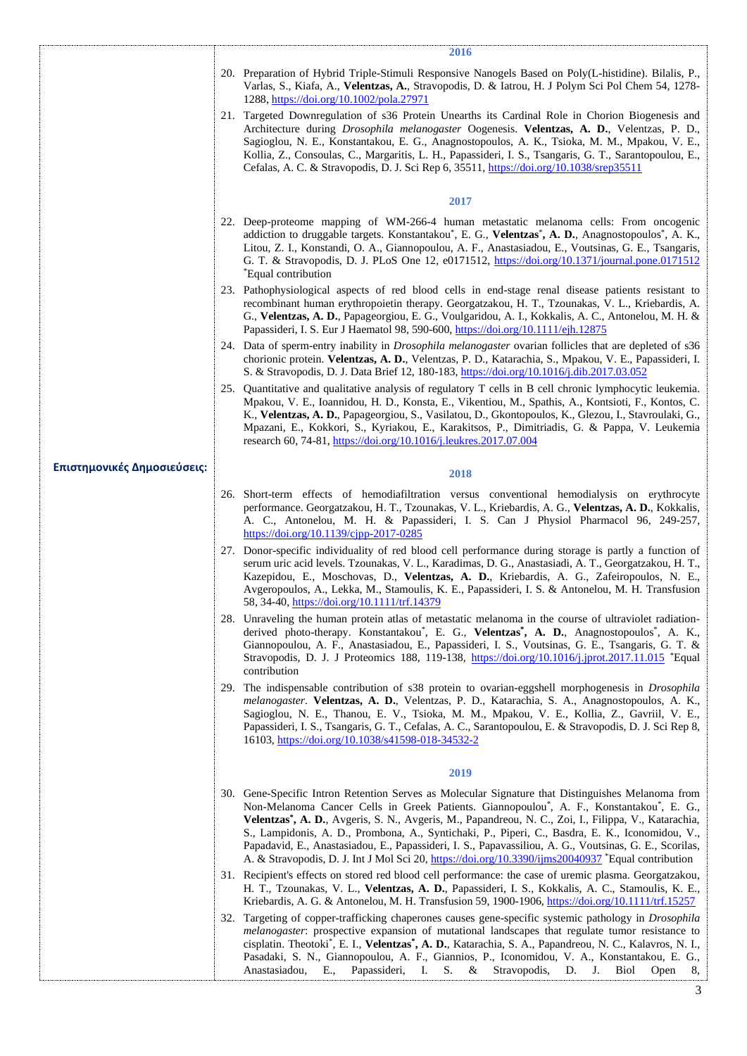**Επιστημονικές Δημοσιεύσεις:**

**2016**

20. Preparation of Hybrid Triple-Stimuli Responsive Nanogels Based on Poly(L-histidine). Bilalis, P., Varlas, S., Kiafa, A., **Velentzas, A.**, Stravopodis, D. & Iatrou, H. J Polym Sci Pol Chem 54, 1278-1288, https://doi.org/10.1002/pola.27971
21. Targeted Downregulation of s36 Protein Unearths its Cardinal Role in Chorion Biogenesis and Architecture during *Drosophila melanogaster* Oogenesis. **Velentzas, A. D.**, Velentzas, P. D., Sagioglou, N. E., Konstantakou, E. G., Anagnostopoulos, A. K., Tsioka, M. M., Mpakou, V. E., Kollia, Z., Consoulas, C., Margaritis, L. H., Papassideri, I. S., Tsangaris, G. T., Sarantopoulou, E., Cefalas, A. C. & Stravopodis, D. J. Sci Rep 6, 35511, https://doi.org/10.1038/srep35511

**2017**

22. Deep-proteome mapping of WM-266-4 human metastatic melanoma cells: From oncogenic addiction to druggable targets. Konstantakou*, E. G., **Velentzas*, A. D.**, Anagnostopoulos*, A. K., Litou, Z. I., Konstandi, O. A., Giannopoulou, A. F., Anastasiadou, E., Voutsinas, G. E., Tsangaris, G. T. & Stravopodis, D. J. PLoS One 12, e0171512, https://doi.org/10.1371/journal.pone.0171512 *Equal contribution
23. Pathophysiological aspects of red blood cells in end-stage renal disease patients resistant to recombinant human erythropoietin therapy. Georgatzakou, H. T., Tzounakas, V. L., Kriebardis, A. G., **Velentzas, A. D.**, Papageorgiou, E. G., Voulgaridou, A. I., Kokkalis, A. C., Antonelou, M. H. & Papassideri, I. S. Eur J Haematol 98, 590-600, https://doi.org/10.1111/ejh.12875
24. Data of sperm-entry inability in *Drosophila melanogaster* ovarian follicles that are depleted of s36 chorionic protein. **Velentzas, A. D.**, Velentzas, P. D., Katarachia, S., Mpakou, V. E., Papassideri, I. S. & Stravopodis, D. J. Data Brief 12, 180-183, https://doi.org/10.1016/j.dib.2017.03.052
25. Quantitative and qualitative analysis of regulatory T cells in B cell chronic lymphocytic leukemia. Mpakou, V. E., Ioannidou, H. D., Konsta, E., Vikentiou, M., Spathis, A., Kontsioti, F., Kontos, C. K., **Velentzas, A. D.**, Papageorgiou, S., Vasilatou, D., Gkontopoulos, K., Glezou, I., Stavroulaki, G., Mpazani, E., Kokkori, S., Kyriakou, E., Karakitsos, P., Dimitriadis, G. & Pappa, V. Leukemia research 60, 74-81, https://doi.org/10.1016/j.leukres.2017.07.004

**2018**

26. Short-term effects of hemodiafiltration versus conventional hemodialysis on erythrocyte performance. Georgatzakou, H. T., Tzounakas, V. L., Kriebardis, A. G., **Velentzas, A. D.**, Kokkalis, A. C., Antonelou, M. H. & Papassideri, I. S. Can J Physiol Pharmacol 96, 249-257, https://doi.org/10.1139/cjpp-2017-0285
27. Donor-specific individuality of red blood cell performance during storage is partly a function of serum uric acid levels. Tzounakas, V. L., Karadimas, D. G., Anastasiadi, A. T., Georgatzakou, H. T., Kazepidou, E., Moschovas, D., **Velentzas, A. D.**, Kriebardis, A. G., Zafeiropoulos, N. E., Avgeropoulos, A., Lekka, M., Stamoulis, K. E., Papassideri, I. S. & Antonelou, M. H. Transfusion 58, 34-40, https://doi.org/10.1111/trf.14379
28. Unraveling the human protein atlas of metastatic melanoma in the course of ultraviolet radiation-derived photo-therapy. Konstantakou*, E. G., **Velentzas*, A. D.**, Anagnostopoulos*, A. K., Giannopoulou, A. F., Anastasiadou, E., Papassideri, I. S., Voutsinas, G. E., Tsangaris, G. T. & Stravopodis, D. J. J Proteomics 188, 119-138, https://doi.org/10.1016/j.jprot.2017.11.015 *Equal contribution
29. The indispensable contribution of s38 protein to ovarian-eggshell morphogenesis in *Drosophila melanogaster*. **Velentzas, A. D.**, Velentzas, P. D., Katarachia, S. A., Anagnostopoulos, A. K., Sagioglou, N. E., Thanou, E. V., Tsioka, M. M., Mpakou, V. E., Kollia, Z., Gavriil, V. E., Papassideri, I. S., Tsangaris, G. T., Cefalas, A. C., Sarantopoulou, E. & Stravopodis, D. J. Sci Rep 8, 16103, https://doi.org/10.1038/s41598-018-34532-2

**2019**

30. Gene-Specific Intron Retention Serves as Molecular Signature that Distinguishes Melanoma from Non-Melanoma Cancer Cells in Greek Patients. Giannopoulou*, A. F., Konstantakou*, E. G., **Velentzas*, A. D.**, Avgeris, S. N., Avgeris, M., Papandreou, N. C., Zoi, I., Filippa, V., Katarachia, S., Lampidonis, A. D., Prombona, A., Syntichaki, P., Piperi, C., Basdra, E. K., Iconomidou, V., Papadavid, E., Anastasiadou, E., Papassideri, I. S., Papavassiliou, A. G., Voutsinas, G. E., Scorilas, A. & Stravopodis, D. J. Int J Mol Sci 20, https://doi.org/10.3390/ijms20040937 *Equal contribution
31. Recipient's effects on stored red blood cell performance: the case of uremic plasma. Georgatzakou, H. T., Tzounakas, V. L., **Velentzas, A. D.**, Papassideri, I. S., Kokkalis, A. C., Stamoulis, K. E., Kriebardis, A. G. & Antonelou, M. H. Transfusion 59, 1900-1906, https://doi.org/10.1111/trf.15257
32. Targeting of copper-trafficking chaperones causes gene-specific systemic pathology in *Drosophila melanogaster*: prospective expansion of mutational landscapes that regulate tumor resistance to cisplatin. Theotoki*, E. I., **Velentzas*, A. D.**, Katarachia, S. A., Papandreou, N. C., Kalavros, N. I., Pasadaki, S. N., Giannopoulou, A. F., Giannios, P., Iconomidou, V. A., Konstantakou, E. G., Anastasiadou, E., Papassideri, I. S. & Stravopodis, D. J. Biol Open 8,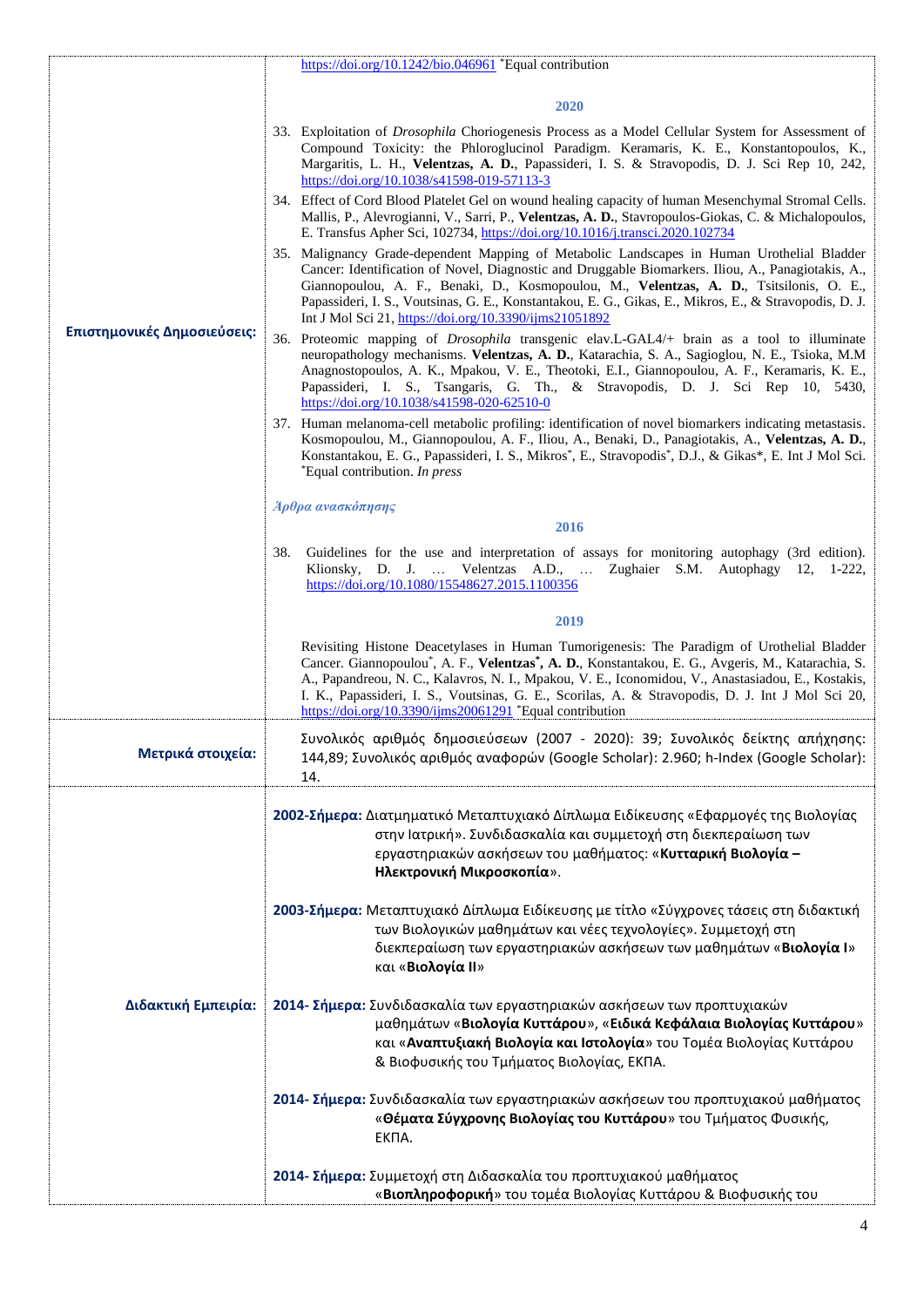| | |
|---|---|
| | https://doi.org/10.1242/bio.046961 [*]Equal contribution |
| | **2020** |
| | 33. Exploitation of *Drosophila* Choriogenesis Process as a Model Cellular System for Assessment of Compound Toxicity: the Phloroglucinol Paradigm. Keramaris, K. E., Konstantopoulos, K., Margaritis, L. H., **Velentzas, A. D.**, Papassideri, I. S. & Stravopodis, D. J. Sci Rep 10, 242, https://doi.org/10.1038/s41598-019-57113-3 |
| | 34. Effect of Cord Blood Platelet Gel on wound healing capacity of human Mesenchymal Stromal Cells. Mallis, P., Alevrogianni, V., Sarri, P., **Velentzas, A. D.**, Stavropoulos-Giokas, C. & Michalopoulos, E. Transfus Apher Sci, 102734, https://doi.org/10.1016/j.transci.2020.102734 |
| **Επιστημονικές Δημοσιεύσεις:** | 35. Malignancy Grade-dependent Mapping of Metabolic Landscapes in Human Urothelial Bladder Cancer: Identification of Novel, Diagnostic and Druggable Biomarkers. Iliou, A., Panagiotakis, A., Giannopoulou, A. F., Benaki, D., Kosmopoulou, M., **Velentzas, A. D.**, Tsitsilonis, O. E., Papassideri, I. S., Voutsinas, G. E., Konstantakou, E. G., Gikas, E., Mikros, E., & Stravopodis, D. J. Int J Mol Sci 21, https://doi.org/10.3390/ijms21051892 |
| | 36. Proteomic mapping of *Drosophila* transgenic elav.L-GAL4/+ brain as a tool to illuminate neuropathology mechanisms. **Velentzas, A. D.**, Katarachia, S. A., Sagioglou, N. E., Tsioka, M.M Anagnostopoulos, A. K., Mpakou, V. E., Theotoki, E.I., Giannopoulou, A. F., Keramaris, K. E., Papassideri, I. S., Tsangaris, G. Th., & Stravopodis, D. J. Sci Rep 10, 5430, https://doi.org/10.1038/s41598-020-62510-0 |
| | 37. Human melanoma-cell metabolic profiling: identification of novel biomarkers indicating metastasis. Kosmopoulou, M., Giannopoulou, A. F., Iliou, A., Benaki, D., Panagiotakis, A., **Velentzas, A. D.**, Konstantakou, E. G., Papassideri, I. S., Mikros[*], E., Stravopodis[*], D.J., & Gikas*, E. Int J Mol Sci. [*]Equal contribution. *In press* |
| | *Άρθρα ανασκόπησης* |
| | **2016** |
| | 38. Guidelines for the use and interpretation of assays for monitoring autophagy (3rd edition). Klionsky, D. J. … Velentzas A.D., … Zughaier S.M. Autophagy 12, 1-222, https://doi.org/10.1080/15548627.2015.1100356 |
| | **2019** |
| | Revisiting Histone Deacetylases in Human Tumorigenesis: The Paradigm of Urothelial Bladder Cancer. Giannopoulou[*], A. F., **Velentzas[*], A. D.**, Konstantakou, E. G., Avgeris, M., Katarachia, S. A., Papandreou, N. C., Kalavros, N. I., Mpakou, V. E., Iconomidou, V., Anastasiadou, E., Kostakis, I. K., Papassideri, I. S., Voutsinas, G. E., Scorilas, A. & Stravopodis, D. J. Int J Mol Sci 20, https://doi.org/10.3390/ijms20061291 [*]Equal contribution |
| **Μετρικά στοιχεία:** | Συνολικός αριθμός δημοσιεύσεων (2007 - 2020): 39; Συνολικός δείκτης απήχησης: 144,89; Συνολικός αριθμός αναφορών (Google Scholar): 2.960; h-Index (Google Scholar): 14. |
| **Διδακτική Εμπειρία:** | **2002-Σήμερα:** Διατμηματικό Μεταπτυχιακό Δίπλωμα Ειδίκευσης «Εφαρμογές της Βιολογίας στην Ιατρική». Συνδιδασκαλία και συμμετοχή στη διεκπεραίωση των εργαστηριακών ασκήσεων του μαθήματος: «**Κυτταρική Βιολογία – Ηλεκτρονική Μικροσκοπία**».<br><br>**2003-Σήμερα:** Μεταπτυχιακό Δίπλωμα Ειδίκευσης με τίτλο «Σύγχρονες τάσεις στη διδακτική των Βιολογικών μαθημάτων και νέες τεχνολογίες». Συμμετοχή στη διεκπεραίωση των εργαστηριακών ασκήσεων των μαθημάτων «**Βιολογία Ι**» και «**Βιολογία ΙΙ**»<br><br>**2014- Σήμερα:** Συνδιδασκαλία των εργαστηριακών ασκήσεων των προπτυχιακών μαθημάτων «**Βιολογία Κυττάρου**», «**Ειδικά Κεφάλαια Βιολογίας Κυττάρου**» και «**Αναπτυξιακή Βιολογία και Ιστολογία**» του Τομέα Βιολογίας Κυττάρου & Βιοφυσικής του Τμήματος Βιολογίας, ΕΚΠΑ.<br><br>**2014- Σήμερα:** Συνδιδασκαλία των εργαστηριακών ασκήσεων του προπτυχιακού μαθήματος «**Θέματα Σύγχρονης Βιολογίας του Κυττάρου**» του Τμήματος Φυσικής, ΕΚΠΑ.<br><br>**2014- Σήμερα:** Συμμετοχή στη Διδασκαλία του προπτυχιακού μαθήματος «**Βιοπληροφορική**» του τομέα Βιολογίας Κυττάρου & Βιοφυσικής του |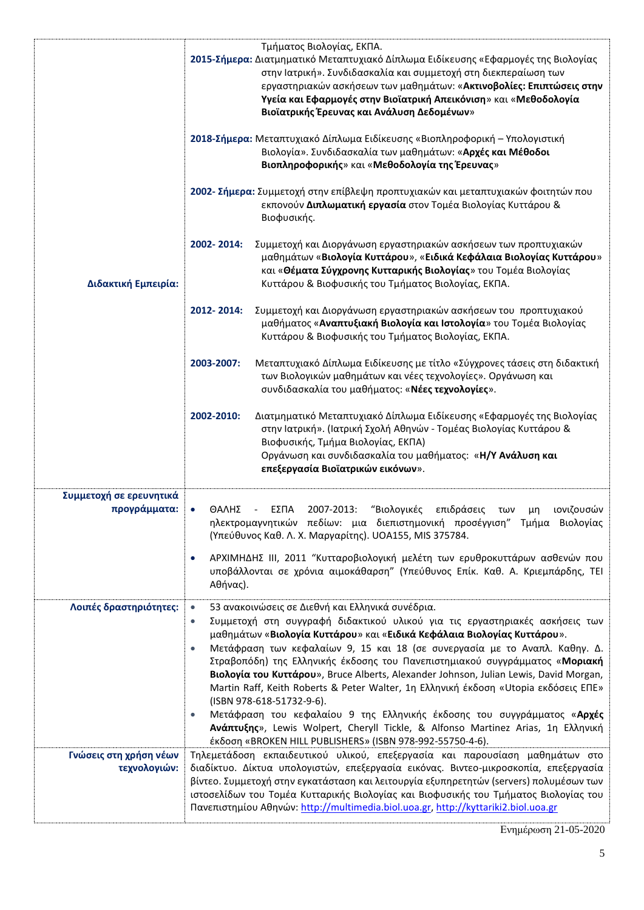| | |
|---|---|
| | Τμήματος Βιολογίας, ΕΚΠΑ.<br>**2015-Σήμερα:** Διατμηματικό Μεταπτυχιακό Δίπλωμα Ειδίκευσης «Εφαρμογές της Βιολογίας στην Ιατρική». Συνδιδασκαλία και συμμετοχή στη διεκπεραίωση των εργαστηριακών ασκήσεων των μαθημάτων: «**Ακτινοβολίες: Επιπτώσεις στην Υγεία και Εφαρμογές στην Βιοϊατρική Απεικόνιση**» και «**Μεθοδολογία Βιοϊατρικής Έρευνας και Ανάλυση Δεδομένων**»<br><br>**2018-Σήμερα:** Μεταπτυχιακό Δίπλωμα Ειδίκευσης «Βιοπληροφορική – Υπολογιστική Βιολογία». Συνδιδασκαλία των μαθημάτων: «**Αρχές και Μέθοδοι Βιοπληροφορικής**» και «**Μεθοδολογία της Έρευνας**»<br><br>**2002- Σήμερα:** Συμμετοχή στην επίβλεψη προπτυχιακών και μεταπτυχιακών φοιτητών που εκπονούν **Διπλωματική εργασία** στον Τομέα Βιολογίας Κυττάρου & Βιοφυσικής. |
| **Διδακτική Εμπειρία:** | **2002- 2014:** Συμμετοχή και Διοργάνωση εργαστηριακών ασκήσεων των προπτυχιακών μαθημάτων «**Βιολογία Κυττάρου**», «**Ειδικά Κεφάλαια Βιολογίας Κυττάρου**» και «**Θέματα Σύγχρονης Κυτταρικής Βιολογίας**» του Τομέα Βιολογίας Κυττάρου & Βιοφυσικής του Τμήματος Βιολογίας, ΕΚΠΑ.<br><br>**2012- 2014:** Συμμετοχή και Διοργάνωση εργαστηριακών ασκήσεων του προπτυχιακού μαθήματος «**Αναπτυξιακή Βιολογία και Ιστολογία**» του Τομέα Βιολογίας Κυττάρου & Βιοφυσικής του Τμήματος Βιολογίας, ΕΚΠΑ.<br><br>**2003-2007:** Μεταπτυχιακό Δίπλωμα Ειδίκευσης με τίτλο «Σύγχρονες τάσεις στη διδακτική των Βιολογικών μαθημάτων και νέες τεχνολογίες». Οργάνωση και συνδιδασκαλία του μαθήματος: «**Νέες τεχνολογίες**».<br><br>**2002-2010:** Διατμηματικό Μεταπτυχιακό Δίπλωμα Ειδίκευσης «Εφαρμογές της Βιολογίας στην Ιατρική». (Ιατρική Σχολή Αθηνών - Τομέας Βιολογίας Κυττάρου & Βιοφυσικής, Τμήμα Βιολογίας, ΕΚΠΑ)<br>Οργάνωση και συνδιδασκαλία του μαθήματος: «**Η/Υ Ανάλυση και επεξεργασία Βιοϊατρικών εικόνων**». |
| **Συμμετοχή σε ερευνητικά προγράμματα:** | • ΘΑΛΗΣ - ΕΣΠΑ 2007-2013: "Βιολογικές επιδράσεις των μη ιονιζουσών ηλεκτρομαγνητικών πεδίων: μια διεπιστημονική προσέγγιση" Τμήμα Βιολογίας (Υπεύθυνος Καθ. Λ. Χ. Μαργαρίτης). UOA155, MIS 375784.<br>• ΑΡΧΙΜΗΔΗΣ ΙΙΙ, 2011 "Κυτταροβιολογική μελέτη των ερυθροκυττάρων ασθενών που υποβάλλονται σε χρόνια αιμοκάθαρση" (Υπεύθυνος Επίκ. Καθ. Α. Κριεμπάρδης, ΤΕΙ Αθήνας). |
| **Λοιπές δραστηριότητες:** | • 53 ανακοινώσεις σε Διεθνή και Ελληνικά συνέδρια.<br>• Συμμετοχή στη συγγραφή διδακτικού υλικού για τις εργαστηριακές ασκήσεις των μαθημάτων «**Βιολογία Κυττάρου**» και «**Ειδικά Κεφάλαια Βιολογίας Κυττάρου**».<br>• Μετάφραση των κεφαλαίων 9, 15 και 18 (σε συνεργασία με το Αναπλ. Καθηγ. Δ. Στραβοπόδη) της Ελληνικής έκδοσης του Πανεπιστημιακού συγγράμματος «**Μοριακή Βιολογία του Κυττάρου**», Bruce Alberts, Alexander Johnson, Julian Lewis, David Morgan, Martin Raff, Keith Roberts & Peter Walter, 1η Ελληνική έκδοση «Utopia εκδόσεις ΕΠΕ» (ISBN 978-618-51732-9-6).<br>• Μετάφραση του κεφαλαίου 9 της Ελληνικής έκδοσης του συγγράμματος «**Αρχές Ανάπτυξης**», Lewis Wolpert, Cheryll Tickle, & Alfonso Martinez Arias, 1η Ελληνική έκδοση «BROKEN HILL PUBLISHERS» (ISBN 978-992-55750-4-6). |
| **Γνώσεις στη χρήση νέων τεχνολογιών:** | Τηλεμετάδοση εκπαιδευτικού υλικού, επεξεργασία και παρουσίαση μαθημάτων στο διαδίκτυο. Δίκτυα υπολογιστών, επεξεργασία εικόνας. Βιντεο-μικροσκοπία, επεξεργασία βίντεο. Συμμετοχή στην εγκατάσταση και λειτουργία εξυπηρετητών (servers) πολυμέσων των ιστοσελίδων του Τομέα Κυτταρικής Βιολογίας και Βιοφυσικής του Τμήματος Βιολογίας του Πανεπιστημίου Αθηνών: http://multimedia.biol.uoa.gr, http://kyttariki2.biol.uoa.gr |

Ενημέρωση 21-05-2020